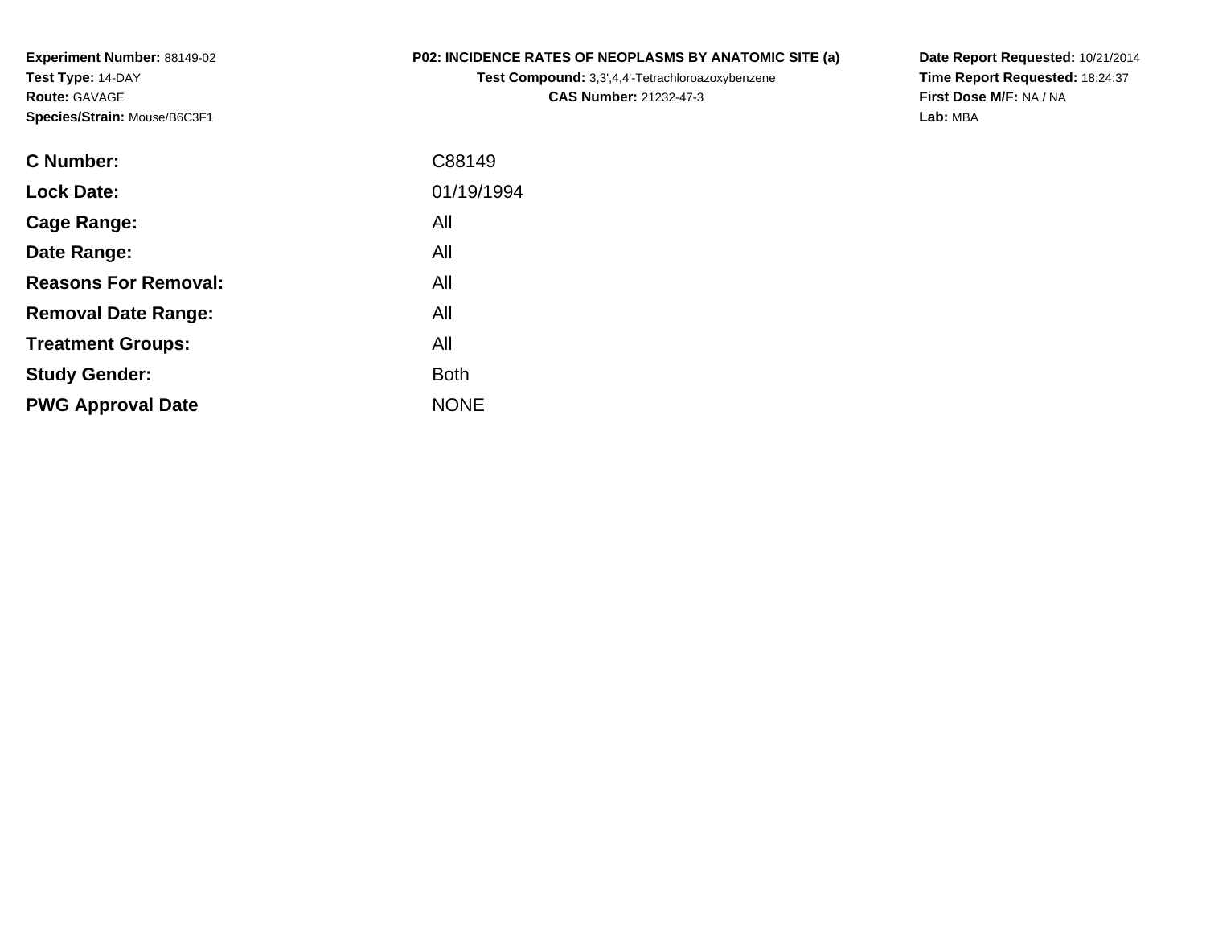**Experiment Number:** 88149-02
**Test Type:** 14-DAY
**Route:** GAVAGE
**Species/Strain:** Mouse/B6C3F1

**P02: INCIDENCE RATES OF NEOPLASMS BY ANATOMIC SITE (a)**
**Test Compound:** 3,3',4,4'-Tetrachloroazoxybenzene
**CAS Number:** 21232-47-3

**Date Report Requested:** 10/21/2014
**Time Report Requested:** 18:24:37
**First Dose M/F:** NA / NA
**Lab:** MBA

| | |
|---|---|
| **C Number:** | C88149 |
| **Lock Date:** | 01/19/1994 |
| **Cage Range:** | All |
| **Date Range:** | All |
| **Reasons For Removal:** | All |
| **Removal Date Range:** | All |
| **Treatment Groups:** | All |
| **Study Gender:** | Both |
| **PWG Approval Date** | NONE |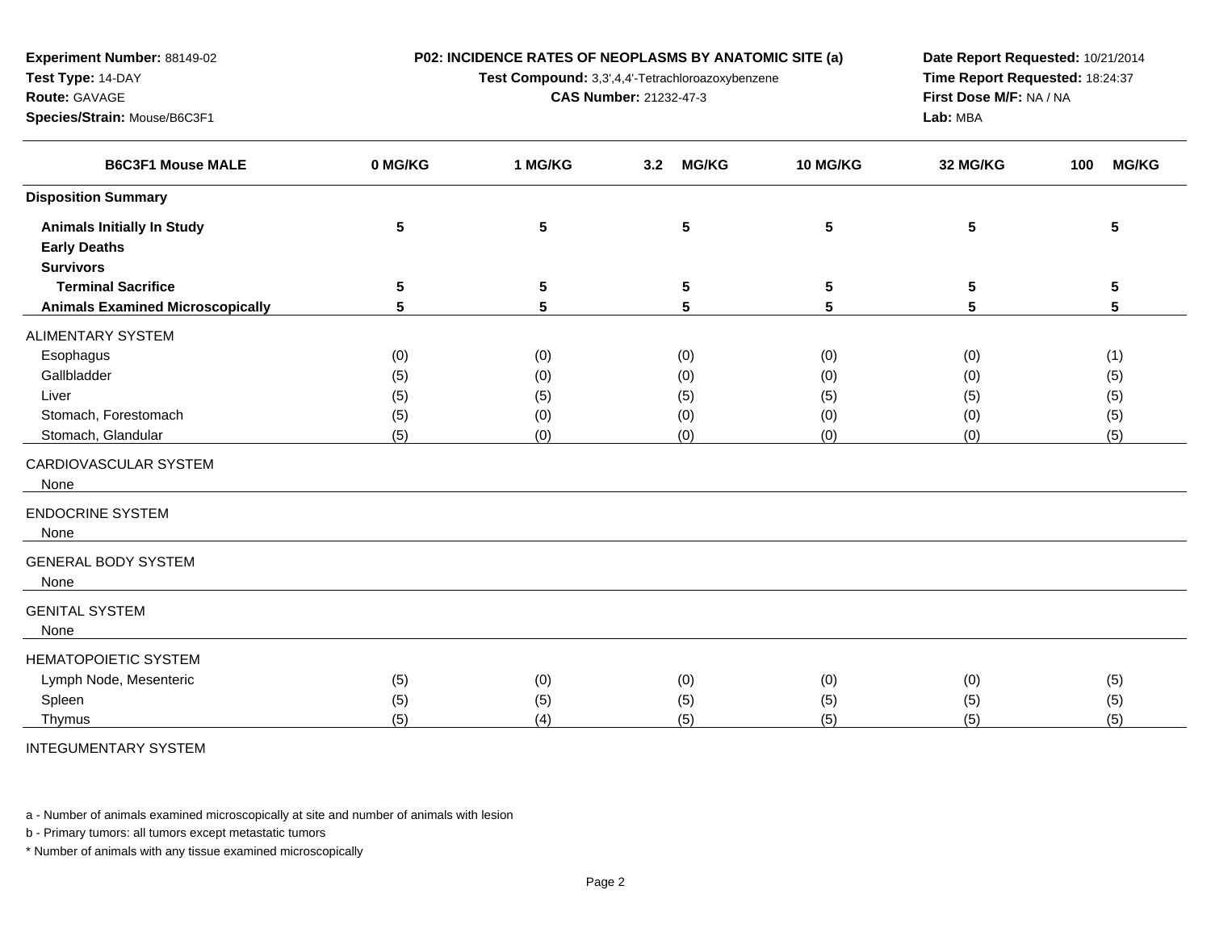**Experiment Number:** 88149-02
**Test Type:** 14-DAY
**Route:** GAVAGE
**Species/Strain:** Mouse/B6C3F1

**P02: INCIDENCE RATES OF NEOPLASMS BY ANATOMIC SITE (a)**
**Test Compound:** 3,3',4,4'-Tetrachloroazoxybenzene
**CAS Number:** 21232-47-3

**Date Report Requested:** 10/21/2014
**Time Report Requested:** 18:24:37
**First Dose M/F:** NA / NA
**Lab:** MBA

| B6C3F1 Mouse MALE | 0 MG/KG | 1 MG/KG | 3.2 MG/KG | 10 MG/KG | 32 MG/KG | 100 MG/KG |
|---|---|---|---|---|---|---|
| **Disposition Summary** | | | | | | |
| **Animals Initially In Study** | 5 | 5 | 5 | 5 | 5 | 5 |
| **Early Deaths** | | | | | | |
| **Survivors** | | | | | | |
| **Terminal Sacrifice** | 5 | 5 | 5 | 5 | 5 | 5 |
| **Animals Examined Microscopically** | 5 | 5 | 5 | 5 | 5 | 5 |
| ALIMENTARY SYSTEM | | | | | | |
| Esophagus | (0) | (0) | (0) | (0) | (0) | (1) |
| Gallbladder | (5) | (0) | (0) | (0) | (0) | (5) |
| Liver | (5) | (5) | (5) | (5) | (5) | (5) |
| Stomach, Forestomach | (5) | (0) | (0) | (0) | (0) | (5) |
| Stomach, Glandular | (5) | (0) | (0) | (0) | (0) | (5) |
| CARDIOVASCULAR SYSTEM | | | | | | |
| None | | | | | | |
| ENDOCRINE SYSTEM | | | | | | |
| None | | | | | | |
| GENERAL BODY SYSTEM | | | | | | |
| None | | | | | | |
| GENITAL SYSTEM | | | | | | |
| None | | | | | | |
| HEMATOPOIETIC SYSTEM | | | | | | |
| Lymph Node, Mesenteric | (5) | (0) | (0) | (0) | (0) | (5) |
| Spleen | (5) | (5) | (5) | (5) | (5) | (5) |
| Thymus | (5) | (4) | (5) | (5) | (5) | (5) |
| INTEGUMENTARY SYSTEM | | | | | | |

a - Number of animals examined microscopically at site and number of animals with lesion

b - Primary tumors: all tumors except metastatic tumors

* Number of animals with any tissue examined microscopically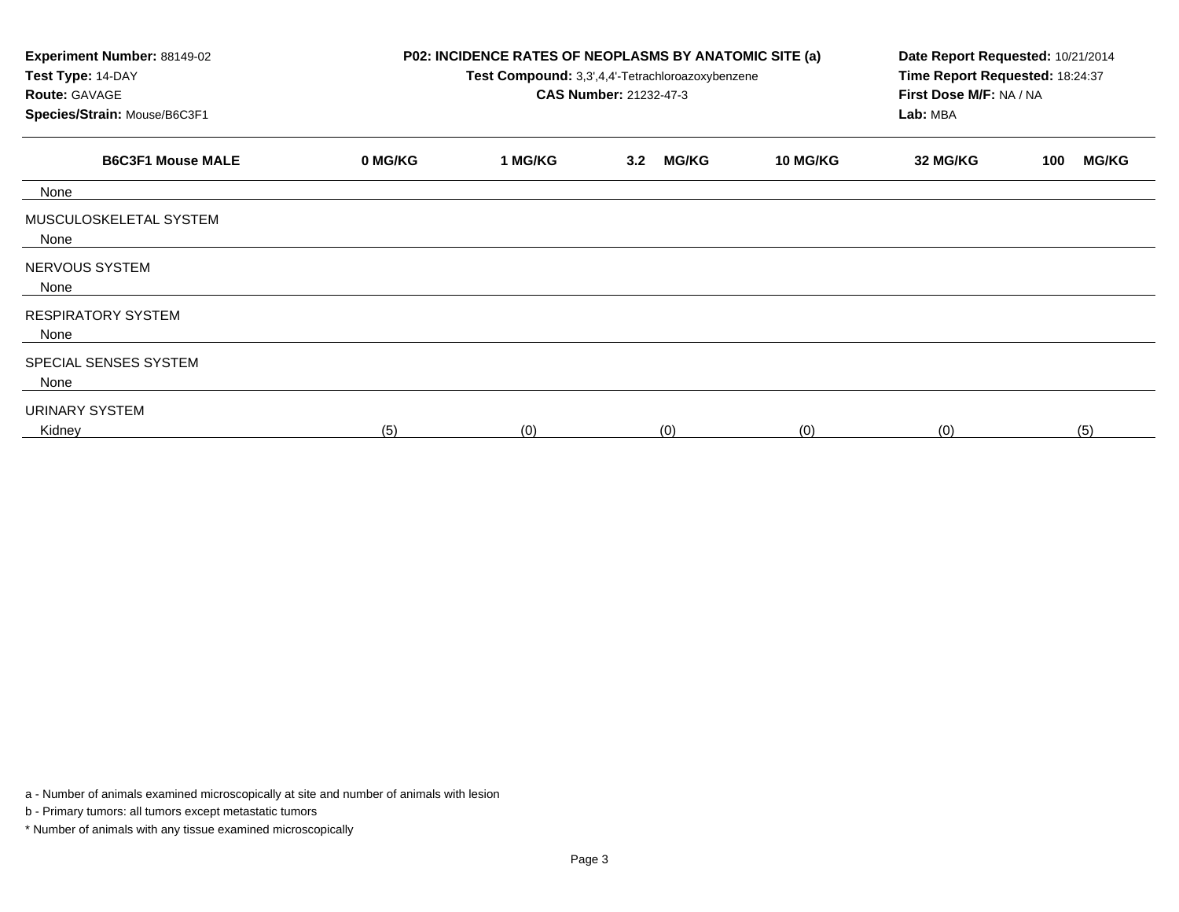**Experiment Number:** 88149-02
**Test Type:** 14-DAY
**Route:** GAVAGE
**Species/Strain:** Mouse/B6C3F1

**P02: INCIDENCE RATES OF NEOPLASMS BY ANATOMIC SITE (a)**
**Test Compound:** 3,3',4,4'-Tetrachloroazoxybenzene
**CAS Number:** 21232-47-3

**Date Report Requested:** 10/21/2014
**Time Report Requested:** 18:24:37
**First Dose M/F:** NA / NA
**Lab:** MBA

| B6C3F1 Mouse MALE | 0 MG/KG | 1 MG/KG | 3.2 MG/KG | 10 MG/KG | 32 MG/KG | 100 MG/KG |
|---|---|---|---|---|---|---|
| None | | | | | | |
| MUSCULOSKELETAL SYSTEM | | | | | | |
| None | | | | | | |
| NERVOUS SYSTEM | | | | | | |
| None | | | | | | |
| RESPIRATORY SYSTEM | | | | | | |
| None | | | | | | |
| SPECIAL SENSES SYSTEM | | | | | | |
| None | | | | | | |
| URINARY SYSTEM | | | | | | |
| Kidney | (5) | (0) | (0) | (0) | (0) | (5) |

a - Number of animals examined microscopically at site and number of animals with lesion

b - Primary tumors: all tumors except metastatic tumors

* Number of animals with any tissue examined microscopically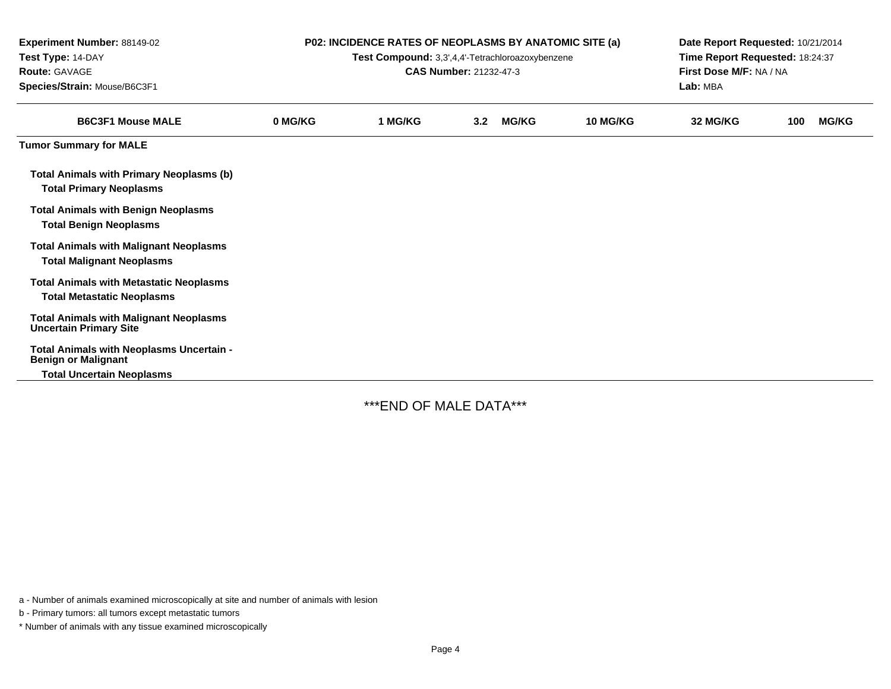**Experiment Number:** 88149-02
**Test Type:** 14-DAY
**Route:** GAVAGE
**Species/Strain:** Mouse/B6C3F1

**P02: INCIDENCE RATES OF NEOPLASMS BY ANATOMIC SITE (a)**
**Test Compound:** 3,3',4,4'-Tetrachloroazoxybenzene
**CAS Number:** 21232-47-3

**Date Report Requested:** 10/21/2014
**Time Report Requested:** 18:24:37
**First Dose M/F:** NA / NA
**Lab:** MBA

| B6C3F1 Mouse MALE | 0 MG/KG | 1 MG/KG | 3.2 MG/KG | 10 MG/KG | 32 MG/KG | 100 MG/KG |
|---|---|---|---|---|---|---|
| **Tumor Summary for MALE** | | | | | | |
| **Total Animals with Primary Neoplasms (b)** | | | | | | |
| **Total Primary Neoplasms** | | | | | | |
| **Total Animals with Benign Neoplasms** | | | | | | |
| **Total Benign Neoplasms** | | | | | | |
| **Total Animals with Malignant Neoplasms** | | | | | | |
| **Total Malignant Neoplasms** | | | | | | |
| **Total Animals with Metastatic Neoplasms** | | | | | | |
| **Total Metastatic Neoplasms** | | | | | | |
| **Total Animals with Malignant Neoplasms Uncertain Primary Site** | | | | | | |
| **Total Animals with Neoplasms Uncertain - Benign or Malignant** | | | | | | |
| **Total Uncertain Neoplasms** | | | | | | |

***END OF MALE DATA***

a - Number of animals examined microscopically at site and number of animals with lesion

b - Primary tumors: all tumors except metastatic tumors

* Number of animals with any tissue examined microscopically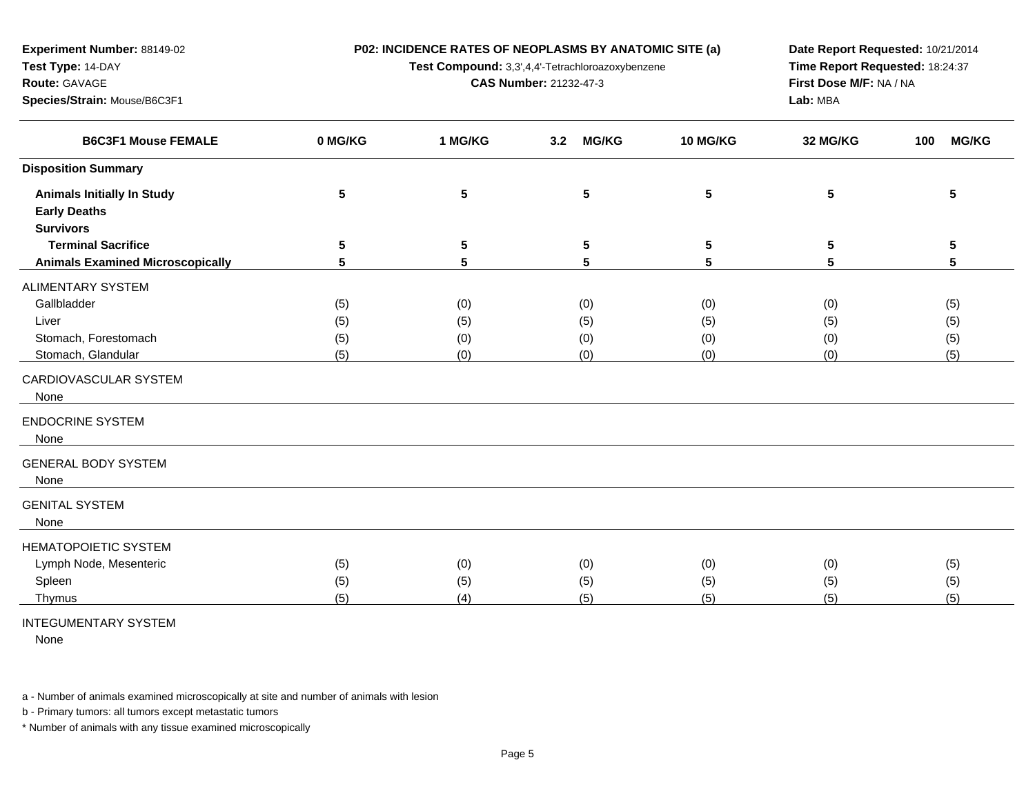**Experiment Number:** 88149-02
**Test Type:** 14-DAY
**Route:** GAVAGE
**Species/Strain:** Mouse/B6C3F1

**P02: INCIDENCE RATES OF NEOPLASMS BY ANATOMIC SITE (a)**
**Test Compound:** 3,3',4,4'-Tetrachloroazoxybenzene
**CAS Number:** 21232-47-3

**Date Report Requested:** 10/21/2014
**Time Report Requested:** 18:24:37
**First Dose M/F:** NA / NA
**Lab:** MBA

| B6C3F1 Mouse FEMALE | 0 MG/KG | 1 MG/KG | 3.2 MG/KG | 10 MG/KG | 32 MG/KG | 100 MG/KG |
|---|---|---|---|---|---|---|
| **Disposition Summary** | | | | | | |
| **Animals Initially In Study** | **5** | **5** | **5** | **5** | **5** | **5** |
| **Early Deaths** | | | | | | |
| **Survivors** | | | | | | |
| **Terminal Sacrifice** | **5** | **5** | **5** | **5** | **5** | **5** |
| **Animals Examined Microscopically** | **5** | **5** | **5** | **5** | **5** | **5** |
| ALIMENTARY SYSTEM | | | | | | |
| Gallbladder | (5) | (0) | (0) | (0) | (0) | (5) |
| Liver | (5) | (5) | (5) | (5) | (5) | (5) |
| Stomach, Forestomach | (5) | (0) | (0) | (0) | (0) | (5) |
| Stomach, Glandular | (5) | (0) | (0) | (0) | (0) | (5) |
| CARDIOVASCULAR SYSTEM | | | | | | |
| None | | | | | | |
| ENDOCRINE SYSTEM | | | | | | |
| None | | | | | | |
| GENERAL BODY SYSTEM | | | | | | |
| None | | | | | | |
| GENITAL SYSTEM | | | | | | |
| None | | | | | | |
| HEMATOPOIETIC SYSTEM | | | | | | |
| Lymph Node, Mesenteric | (5) | (0) | (0) | (0) | (0) | (5) |
| Spleen | (5) | (5) | (5) | (5) | (5) | (5) |
| Thymus | (5) | (4) | (5) | (5) | (5) | (5) |
| INTEGUMENTARY SYSTEM | | | | | | |
| None | | | | | | |

a - Number of animals examined microscopically at site and number of animals with lesion

b - Primary tumors: all tumors except metastatic tumors

* Number of animals with any tissue examined microscopically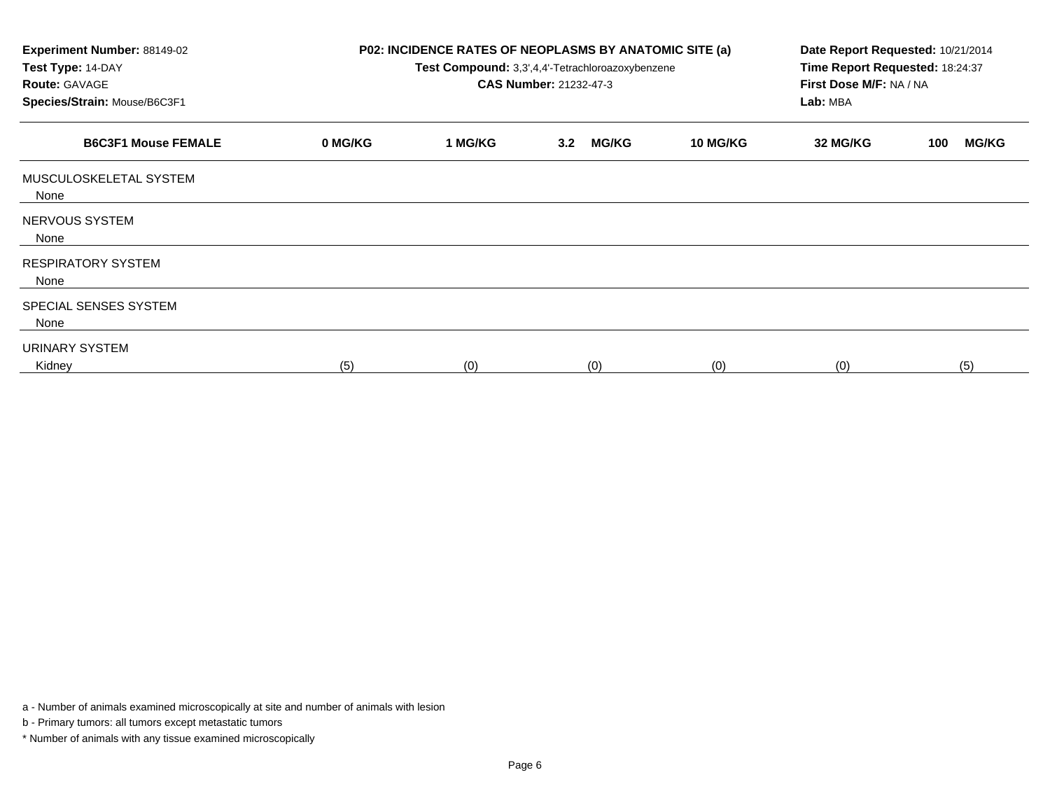**Experiment Number:** 88149-02
**Test Type:** 14-DAY
**Route:** GAVAGE
**Species/Strain:** Mouse/B6C3F1

**P02: INCIDENCE RATES OF NEOPLASMS BY ANATOMIC SITE (a)**
**Test Compound:** 3,3',4,4'-Tetrachloroazoxybenzene
**CAS Number:** 21232-47-3

**Date Report Requested:** 10/21/2014
**Time Report Requested:** 18:24:37
**First Dose M/F:** NA / NA
**Lab:** MBA

| B6C3F1 Mouse FEMALE | 0 MG/KG | 1 MG/KG | 3.2 MG/KG | 10 MG/KG | 32 MG/KG | 100 MG/KG |
|---|---|---|---|---|---|---|
| MUSCULOSKELETAL SYSTEM | | | | | | |
| None | | | | | | |
| NERVOUS SYSTEM | | | | | | |
| None | | | | | | |
| RESPIRATORY SYSTEM | | | | | | |
| None | | | | | | |
| SPECIAL SENSES SYSTEM | | | | | | |
| None | | | | | | |
| URINARY SYSTEM | | | | | | |
| Kidney | (5) | (0) | (0) | (0) | (0) | (5) |

a - Number of animals examined microscopically at site and number of animals with lesion

b - Primary tumors: all tumors except metastatic tumors

* Number of animals with any tissue examined microscopically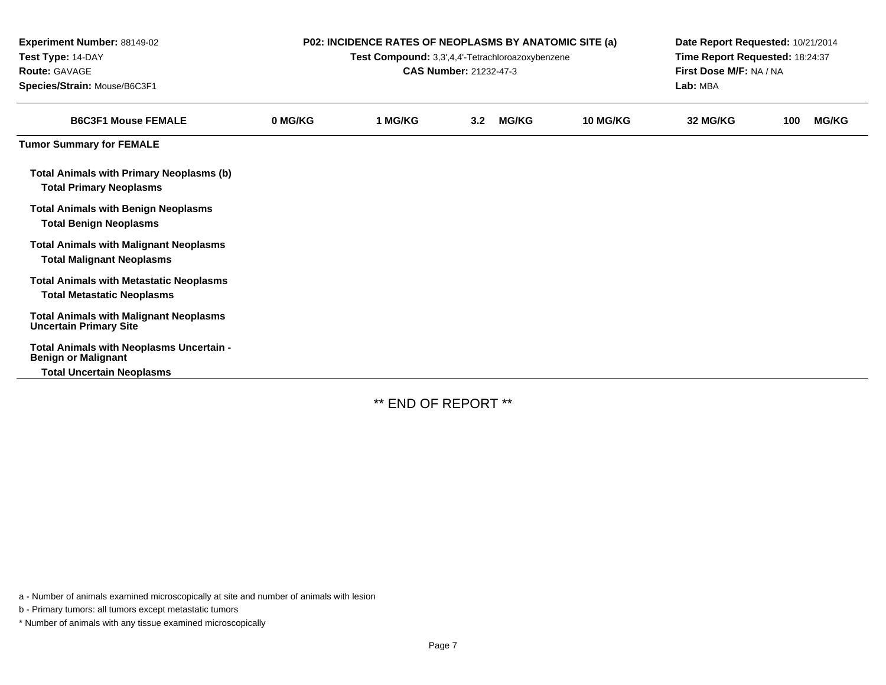**Experiment Number:** 88149-02
**Test Type:** 14-DAY
**Route:** GAVAGE
**Species/Strain:** Mouse/B6C3F1

**P02: INCIDENCE RATES OF NEOPLASMS BY ANATOMIC SITE (a)**
**Test Compound:** 3,3',4,4'-Tetrachloroazoxybenzene
**CAS Number:** 21232-47-3

**Date Report Requested:** 10/21/2014
**Time Report Requested:** 18:24:37
**First Dose M/F:** NA / NA
**Lab:** MBA

| B6C3F1 Mouse FEMALE | 0 MG/KG | 1 MG/KG | 3.2 MG/KG | 10 MG/KG | 32 MG/KG | 100 MG/KG |
|---|---|---|---|---|---|---|
| **Tumor Summary for FEMALE** | | | | | | |
| **Total Animals with Primary Neoplasms (b)** | | | | | | |
| **Total Primary Neoplasms** | | | | | | |
| **Total Animals with Benign Neoplasms** | | | | | | |
| **Total Benign Neoplasms** | | | | | | |
| **Total Animals with Malignant Neoplasms** | | | | | | |
| **Total Malignant Neoplasms** | | | | | | |
| **Total Animals with Metastatic Neoplasms** | | | | | | |
| **Total Metastatic Neoplasms** | | | | | | |
| **Total Animals with Malignant Neoplasms Uncertain Primary Site** | | | | | | |
| **Total Animals with Neoplasms Uncertain - Benign or Malignant** | | | | | | |
| **Total Uncertain Neoplasms** | | | | | | |

** END OF REPORT **

a - Number of animals examined microscopically at site and number of animals with lesion

b - Primary tumors: all tumors except metastatic tumors

* Number of animals with any tissue examined microscopically